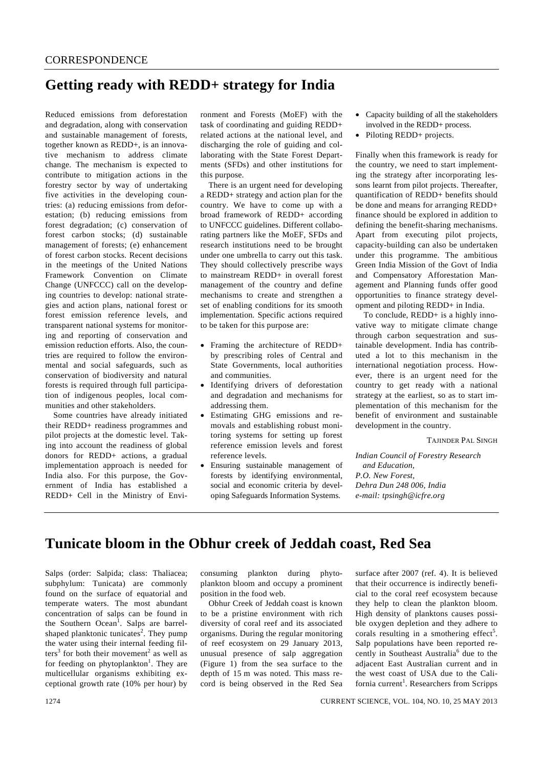CORRESPONDENCE

# Getting ready with REDD+ strategy for India

Reduced emissions from deforestation and degradation, along with conservation and sustainable management of forests, together known as REDD+, is an innovative mechanism to address climate change. The mechanism is expected to contribute to mitigation actions in the forestry sector by way of undertaking five activities in the developing countries: (a) reducing emissions from deforestation; (b) reducing emissions from forest degradation; (c) conservation of forest carbon stocks; (d) sustainable management of forests; (e) enhancement of forest carbon stocks. Recent decisions in the meetings of the United Nations Framework Convention on Climate Change (UNFCCC) call on the developing countries to develop: national strategies and action plans, national forest or forest emission reference levels, and transparent national systems for monitoring and reporting of conservation and emission reduction efforts. Also, the countries are required to follow the environmental and social safeguards, such as conservation of biodiversity and natural forests is required through full participation of indigenous peoples, local communities and other stakeholders.

Some countries have already initiated their REDD+ readiness programmes and pilot projects at the domestic level. Taking into account the readiness of global donors for REDD+ actions, a gradual implementation approach is needed for India also. For this purpose, the Government of India has established a REDD+ Cell in the Ministry of Environment and Forests (MoEF) with the task of coordinating and guiding REDD+ related actions at the national level, and discharging the role of guiding and collaborating with the State Forest Departments (SFDs) and other institutions for this purpose.

There is an urgent need for developing a REDD+ strategy and action plan for the country. We have to come up with a broad framework of REDD+ according to UNFCCC guidelines. Different collaborating partners like the MoEF, SFDs and research institutions need to be brought under one umbrella to carry out this task. They should collectively prescribe ways to mainstream REDD+ in overall forest management of the country and define mechanisms to create and strengthen a set of enabling conditions for its smooth implementation. Specific actions required to be taken for this purpose are:

- Framing the architecture of REDD+ by prescribing roles of Central and State Governments, local authorities and communities.
- Identifying drivers of deforestation and degradation and mechanisms for addressing them.
- Estimating GHG emissions and removals and establishing robust monitoring systems for setting up forest reference emission levels and forest reference levels.
- Ensuring sustainable management of forests by identifying environmental, social and economic criteria by developing Safeguards Information Systems.
- Capacity building of all the stakeholders involved in the REDD+ process.
- Piloting REDD+ projects.

Finally when this framework is ready for the country, we need to start implementing the strategy after incorporating lessons learnt from pilot projects. Thereafter, quantification of REDD+ benefits should be done and means for arranging REDD+ finance should be explored in addition to defining the benefit-sharing mechanisms. Apart from executing pilot projects, capacity-building can also be undertaken under this programme. The ambitious Green India Mission of the Govt of India and Compensatory Afforestation Management and Planning funds offer good opportunities to finance strategy development and piloting REDD+ in India.

To conclude, REDD+ is a highly innovative way to mitigate climate change through carbon sequestration and sustainable development. India has contributed a lot to this mechanism in the international negotiation process. However, there is an urgent need for the country to get ready with a national strategy at the earliest, so as to start implementation of this mechanism for the benefit of environment and sustainable development in the country.

TAJINDER PAL SINGH

*Indian Council of Forestry Research and Education,*
*P.O. New Forest,*
*Dehra Dun 248 006, India*
*e-mail: tpsingh@icfre.org*

# Tunicate bloom in the Obhur creek of Jeddah coast, Red Sea

Salps (order: Salpida; class: Thaliacea; subphylum: Tunicata) are commonly found on the surface of equatorial and temperate waters. The most abundant concentration of salps can be found in the Southern Ocean[1]. Salps are barrel-shaped planktonic tunicates[2]. They pump the water using their internal feeding filters[3] for both their movement[2] as well as for feeding on phytoplankton[1]. They are multicellular organisms exhibiting exceptional growth rate (10% per hour) by consuming plankton during phytoplankton bloom and occupy a prominent position in the food web.

Obhur Creek of Jeddah coast is known to be a pristine environment with rich diversity of coral reef and its associated organisms. During the regular monitoring of reef ecosystem on 29 January 2013, unusual presence of salp aggregation (Figure 1) from the sea surface to the depth of 15 m was noted. This mass record is being observed in the Red Sea surface after 2007 (ref. 4). It is believed that their occurrence is indirectly beneficial to the coral reef ecosystem because they help to clean the plankton bloom. High density of planktons causes possible oxygen depletion and they adhere to corals resulting in a smothering effect[5]. Salp populations have been reported recently in Southeast Australia[6] due to the adjacent East Australian current and in the west coast of USA due to the California current[1]. Researchers from Scripps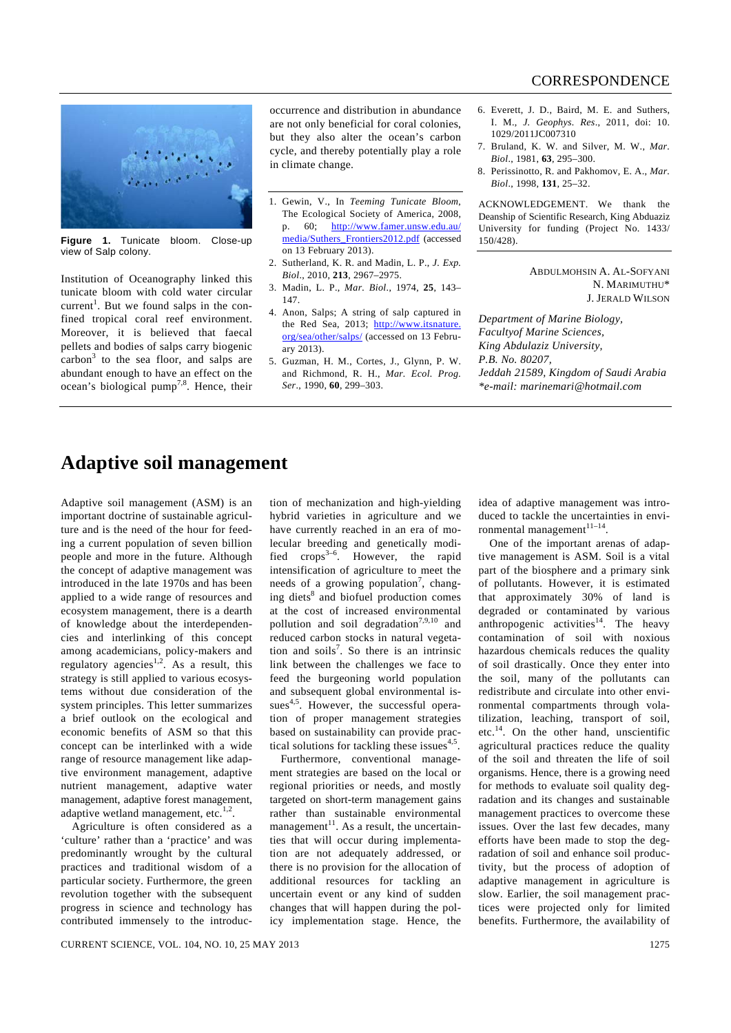Figure 1. Tunicate bloom. Close-up view of Salp colony.

Institution of Oceanography linked this tunicate bloom with cold water circular current[1]. But we found salps in the confined tropical coral reef environment. Moreover, it is believed that faecal pellets and bodies of salps carry biogenic carbon[3] to the sea floor, and salps are abundant enough to have an effect on the ocean's biological pump[7,8]. Hence, their occurrence and distribution in abundance are not only beneficial for coral colonies, but they also alter the ocean's carbon cycle, and thereby potentially play a role in climate change.

1. Gewin, V., In *Teeming Tunicate Bloom*, The Ecological Society of America, 2008, p. 60; http://www.famer.unsw.edu.au/media/Suthers_Frontiers2012.pdf (accessed on 13 February 2013).
2. Sutherland, K. R. and Madin, L. P., *J. Exp. Biol*., 2010, **213**, 2967–2975.
3. Madin, L. P., *Mar. Biol*., 1974, **25**, 143–147.
4. Anon, Salps; A string of salp captured in the Red Sea, 2013; http://www.itsnature.org/sea/other/salps/ (accessed on 13 February 2013).
5. Guzman, H. M., Cortes, J., Glynn, P. W. and Richmond, R. H., *Mar. Ecol. Prog. Ser*., 1990, **60**, 299–303.
6. Everett, J. D., Baird, M. E. and Suthers, I. M., *J. Geophys. Res*., 2011, doi: 10.1029/2011JC007310
7. Bruland, K. W. and Silver, M. W., *Mar. Biol*., 1981, **63**, 295–300.
8. Perissinotto, R. and Pakhomov, E. A., *Mar. Biol*., 1998, **131**, 25–32.

ACKNOWLEDGEMENT. We thank the Deanship of Scientific Research, King Abduaziz University for funding (Project No. 1433/150/428).

ABDULMOHSIN A. AL-SOFYANI
N. MARIMUTHU*
J. JERALD WILSON

*Department of Marine Biology,*
*Facultyof Marine Sciences,*
*King Abdulaziz University,*
*P.B. No. 80207,*
*Jeddah 21589, Kingdom of Saudi Arabia*
*\*e-mail: marinemari@hotmail.com*

# Adaptive soil management

Adaptive soil management (ASM) is an important doctrine of sustainable agriculture and is the need of the hour for feeding a current population of seven billion people and more in the future. Although the concept of adaptive management was introduced in the late 1970s and has been applied to a wide range of resources and ecosystem management, there is a dearth of knowledge about the interdependencies and interlinking of this concept among academicians, policy-makers and regulatory agencies[1,2]. As a result, this strategy is still applied to various ecosystems without due consideration of the system principles. This letter summarizes a brief outlook on the ecological and economic benefits of ASM so that this concept can be interlinked with a wide range of resource management like adaptive environment management, adaptive nutrient management, adaptive water management, adaptive forest management, adaptive wetland management, etc.[1,2].

Agriculture is often considered as a 'culture' rather than a 'practice' and was predominantly wrought by the cultural practices and traditional wisdom of a particular society. Furthermore, the green revolution together with the subsequent progress in science and technology has contributed immensely to the introduction of mechanization and high-yielding hybrid varieties in agriculture and we have currently reached in an era of molecular breeding and genetically modified crops[3–6]. However, the rapid intensification of agriculture to meet the needs of a growing population[7], changing diets[8] and biofuel production comes at the cost of increased environmental pollution and soil degradation[7,9,10] and reduced carbon stocks in natural vegetation and soils[7]. So there is an intrinsic link between the challenges we face to feed the burgeoning world population and subsequent global environmental issues[4,5]. However, the successful operation of proper management strategies based on sustainability can provide practical solutions for tackling these issues[4,5].

Furthermore, conventional management strategies are based on the local or regional priorities or needs, and mostly targeted on short-term management gains rather than sustainable environmental management[11]. As a result, the uncertainties that will occur during implementation are not adequately addressed, or there is no provision for the allocation of additional resources for tackling an uncertain event or any kind of sudden changes that will happen during the policy implementation stage. Hence, the idea of adaptive management was introduced to tackle the uncertainties in environmental management[11–14].

One of the important arenas of adaptive management is ASM. Soil is a vital part of the biosphere and a primary sink of pollutants. However, it is estimated that approximately 30% of land is degraded or contaminated by various anthropogenic activities[14]. The heavy contamination of soil with noxious hazardous chemicals reduces the quality of soil drastically. Once they enter into the soil, many of the pollutants can redistribute and circulate into other environmental compartments through volatilization, leaching, transport of soil, etc.[14]. On the other hand, unscientific agricultural practices reduce the quality of the soil and threaten the life of soil organisms. Hence, there is a growing need for methods to evaluate soil quality degradation and its changes and sustainable management practices to overcome these issues. Over the last few decades, many efforts have been made to stop the degradation of soil and enhance soil productivity, but the process of adoption of adaptive management in agriculture is slow. Earlier, the soil management practices were projected only for limited benefits. Furthermore, the availability of